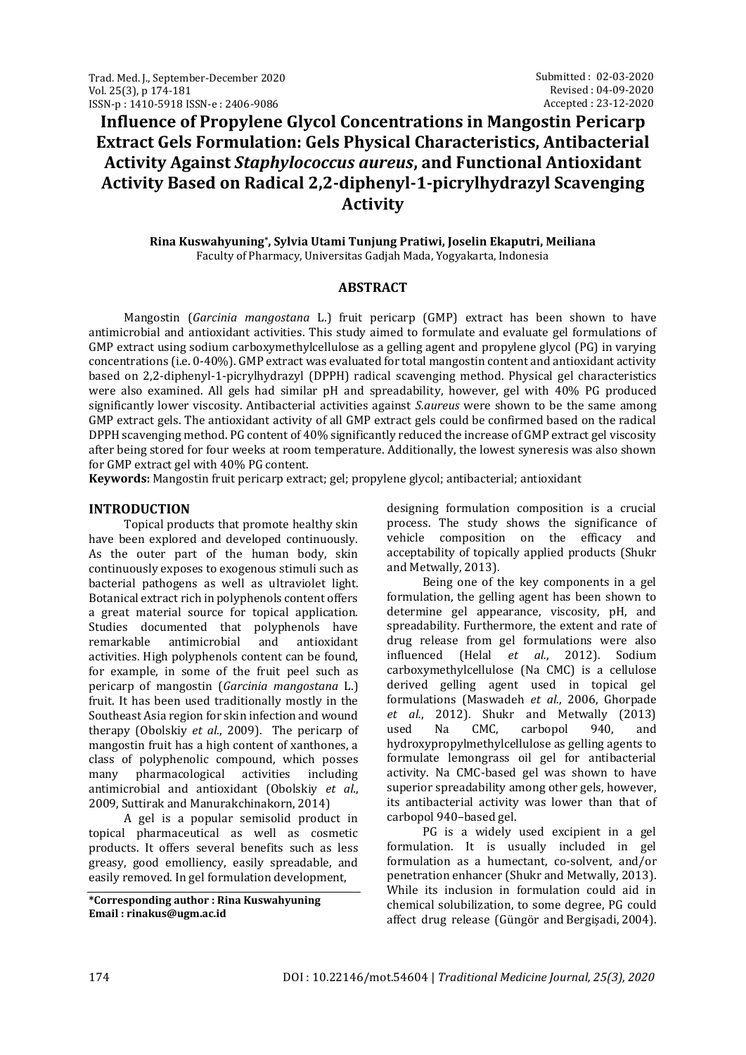Submitted : 02-03-2020
Revised : 04-09-2020
Accepted : 23-12-2020

# Influence of Propylene Glycol Concentrations in Mangostin Pericarp Extract Gels Formulation: Gels Physical Characteristics, Antibacterial Activity Against *Staphylococcus aureus*, and Functional Antioxidant Activity Based on Radical 2,2-diphenyl-1-picrylhydrazyl Scavenging Activity

**Rina Kuswahyuning***, **Sylvia Utami Tunjung Pratiwi, Joselin Ekaputri, Meiliana**
Faculty of Pharmacy, Universitas Gadjah Mada, Yogyakarta, Indonesia

## ABSTRACT

Mangostin (*Garcinia mangostana* L.) fruit pericarp (GMP) extract has been shown to have antimicrobial and antioxidant activities. This study aimed to formulate and evaluate gel formulations of GMP extract using sodium carboxymethylcellulose as a gelling agent and propylene glycol (PG) in varying concentrations (i.e. 0-40%). GMP extract was evaluated for total mangostin content and antioxidant activity based on 2,2-diphenyl-1-picrylhydrazyl (DPPH) radical scavenging method. Physical gel characteristics were also examined. All gels had similar pH and spreadability, however, gel with 40% PG produced significantly lower viscosity. Antibacterial activities against *S.aureus* were shown to be the same among GMP extract gels. The antioxidant activity of all GMP extract gels could be confirmed based on the radical DPPH scavenging method. PG content of 40% significantly reduced the increase of GMP extract gel viscosity after being stored for four weeks at room temperature. Additionally, the lowest syneresis was also shown for GMP extract gel with 40% PG content.

**Keywords:** Mangostin fruit pericarp extract; gel; propylene glycol; antibacterial; antioxidant

## INTRODUCTION

Topical products that promote healthy skin have been explored and developed continuously. As the outer part of the human body, skin continuously exposes to exogenous stimuli such as bacterial pathogens as well as ultraviolet light. Botanical extract rich in polyphenols content offers a great material source for topical application. Studies documented that polyphenols have remarkable antimicrobial and antioxidant activities. High polyphenols content can be found, for example, in some of the fruit peel such as pericarp of mangostin (*Garcinia mangostana* L.) fruit. It has been used traditionally mostly in the Southeast Asia region for skin infection and wound therapy (Obolskiy *et al*., 2009). The pericarp of mangostin fruit has a high content of xanthones, a class of polyphenolic compound, which posses many pharmacological activities including antimicrobial and antioxidant (Obolskiy *et al*., 2009, Suttirak and Manurakchinakorn, 2014)

A gel is a popular semisolid product in topical pharmaceutical as well as cosmetic products. It offers several benefits such as less greasy, good emolliency, easily spreadable, and easily removed. In gel formulation development, designing formulation composition is a crucial process. The study shows the significance of vehicle composition on the efficacy and acceptability of topically applied products (Shukr and Metwally, 2013).

Being one of the key components in a gel formulation, the gelling agent has been shown to determine gel appearance, viscosity, pH, and spreadability. Furthermore, the extent and rate of drug release from gel formulations were also influenced (Helal *et al*., 2012). Sodium carboxymethylcellulose (Na CMC) is a cellulose derived gelling agent used in topical gel formulations (Maswadeh *et al*., 2006, Ghorpade *et al*., 2012). Shukr and Metwally (2013) used Na CMC, carbopol 940, and hydroxypropylmethylcellulose as gelling agents to formulate lemongrass oil gel for antibacterial activity. Na CMC-based gel was shown to have superior spreadability among other gels, however, its antibacterial activity was lower than that of carbopol 940–based gel.

PG is a widely used excipient in a gel formulation. It is usually included in gel formulation as a humectant, co-solvent, and/or penetration enhancer (Shukr and Metwally, 2013). While its inclusion in formulation could aid in chemical solubilization, to some degree, PG could affect drug release (Güngör and Bergişadi, 2004).

**\*Corresponding author : Rina Kuswahyuning**
**Email : rinakus@ugm.ac.id**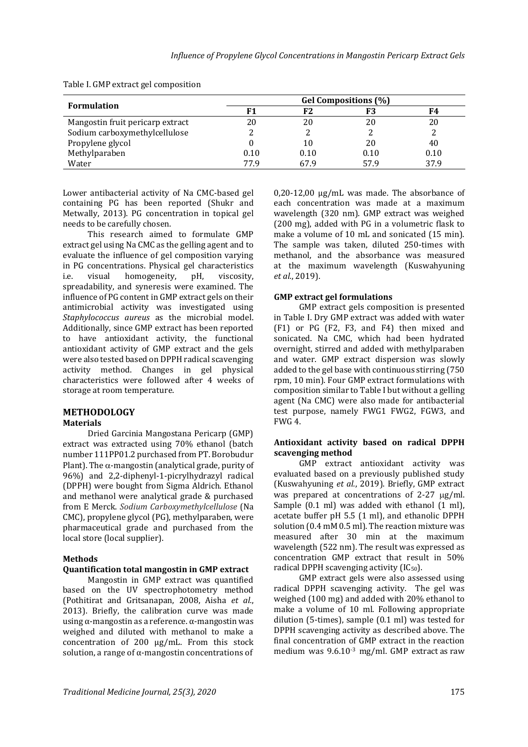Table I. GMP extract gel composition

| Formulation | Gel Compositions (%) | | | |
|---|---|---|---|---|
| | F1 | F2 | F3 | F4 |
| Mangostin fruit pericarp extract | 20 | 20 | 20 | 20 |
| Sodium carboxymethylcellulose | 2 | 2 | 2 | 2 |
| Propylene glycol | 0 | 10 | 20 | 40 |
| Methylparaben | 0.10 | 0.10 | 0.10 | 0.10 |
| Water | 77.9 | 67.9 | 57.9 | 37.9 |

Lower antibacterial activity of Na CMC-based gel containing PG has been reported (Shukr and Metwally, 2013). PG concentration in topical gel needs to be carefully chosen.

This research aimed to formulate GMP extract gel using Na CMC as the gelling agent and to evaluate the influence of gel composition varying in PG concentrations. Physical gel characteristics i.e. visual homogeneity, pH, viscosity, spreadability, and syneresis were examined. The influence of PG content in GMP extract gels on their antimicrobial activity was investigated using *Staphylococcus aureus* as the microbial model. Additionally, since GMP extract has been reported to have antioxidant activity, the functional antioxidant activity of GMP extract and the gels were also tested based on DPPH radical scavenging activity method. Changes in gel physical characteristics were followed after 4 weeks of storage at room temperature.

## METHODOLOGY

### Materials

Dried Garcinia Mangostana Pericarp (GMP) extract was extracted using 70% ethanol (batch number 111PP01.2 purchased from PT. Borobudur Plant). The α-mangostin (analytical grade, purity of 96%) and 2,2-diphenyl-1-picrylhydrazyl radical (DPPH) were bought from Sigma Aldrich. Ethanol and methanol were analytical grade & purchased from E Merck. *Sodium Carboxymethylcellulose* (Na CMC), propylene glycol (PG), methylparaben, were pharmaceutical grade and purchased from the local store (local supplier).

### Methods

#### Quantification total mangostin in GMP extract

Mangostin in GMP extract was quantified based on the UV spectrophotometry method (Pothitirat and Gritsanapan, 2008, Aisha *et al.*, 2013). Briefly, the calibration curve was made using α-mangostin as a reference. α-mangostin was weighed and diluted with methanol to make a concentration of 200 µg/mL. From this stock solution, a range of α-mangostin concentrations of 0,20-12,00 µg/mL was made. The absorbance of each concentration was made at a maximum wavelength (320 nm). GMP extract was weighed (200 mg), added with PG in a volumetric flask to make a volume of 10 mL and sonicated (15 min). The sample was taken, diluted 250-times with methanol, and the absorbance was measured at the maximum wavelength (Kuswahyuning *et al.*, 2019).

#### GMP extract gel formulations

GMP extract gels composition is presented in Table I. Dry GMP extract was added with water (F1) or PG (F2, F3, and F4) then mixed and sonicated. Na CMC, which had been hydrated overnight, stirred and added with methylparaben and water. GMP extract dispersion was slowly added to the gel base with continuous stirring (750 rpm, 10 min). Four GMP extract formulations with composition similar to Table I but without a gelling agent (Na CMC) were also made for antibacterial test purpose, namely FWG1 FWG2, FGW3, and FWG 4.

#### Antioxidant activity based on radical DPPH scavenging method

GMP extract antioxidant activity was evaluated based on a previously published study (Kuswahyuning *et al.*, 2019). Briefly, GMP extract was prepared at concentrations of 2-27 µg/ml. Sample (0.1 ml) was added with ethanol (1 ml), acetate buffer pH 5.5 (1 ml), and ethanolic DPPH solution (0.4 mM 0.5 ml). The reaction mixture was measured after 30 min at the maximum wavelength (522 nm). The result was expressed as concentration GMP extract that result in 50% radical DPPH scavenging activity ($IC_{50}$).

GMP extract gels were also assessed using radical DPPH scavenging activity. The gel was weighed (100 mg) and added with 20% ethanol to make a volume of 10 ml. Following appropriate dilution (5-times), sample (0.1 ml) was tested for DPPH scavenging activity as described above. The final concentration of GMP extract in the reaction medium was $9.6.10^{-3}$ mg/ml. GMP extract as raw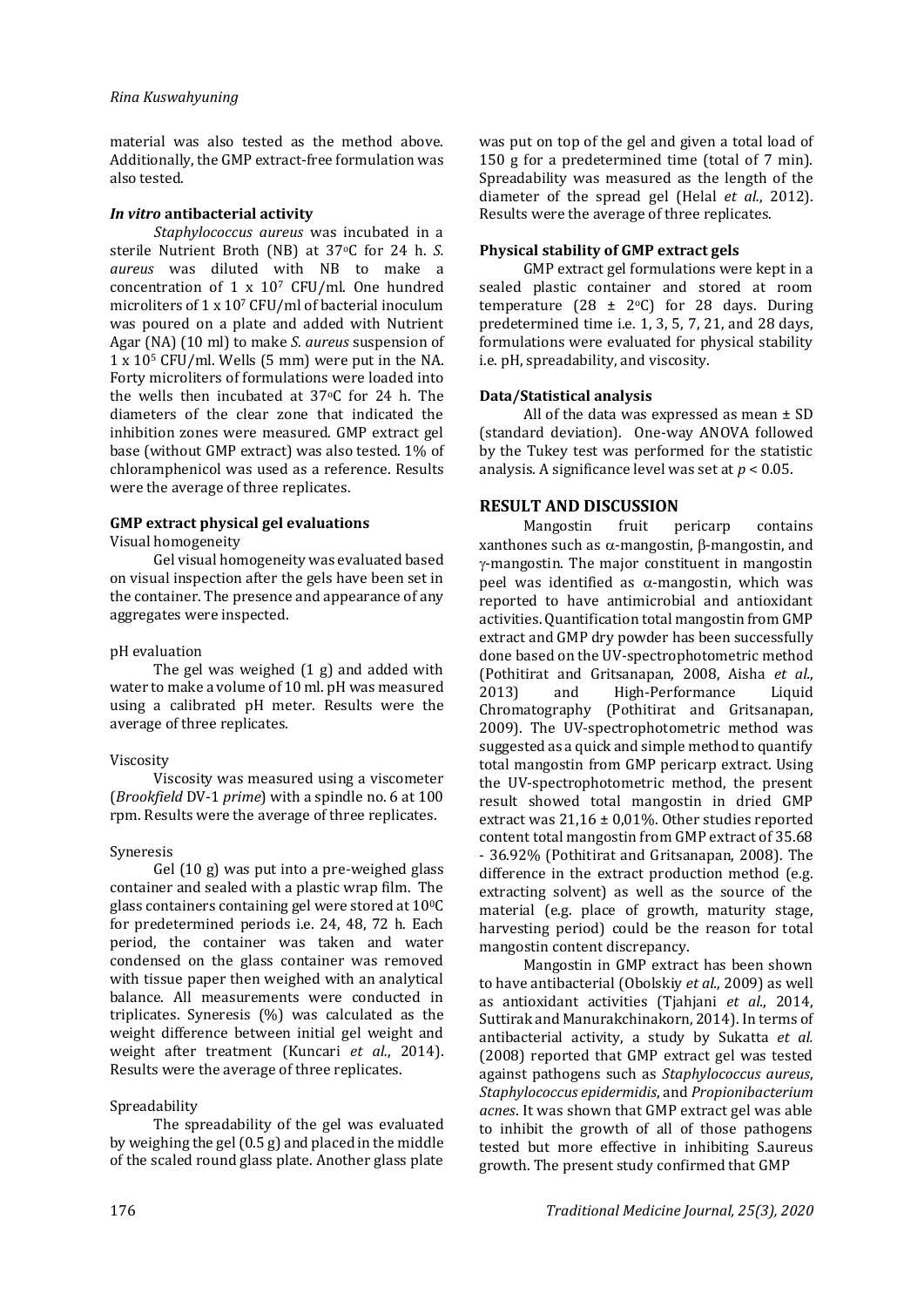material was also tested as the method above. Additionally, the GMP extract-free formulation was also tested.

### *In vitro* antibacterial activity

*Staphylococcus aureus* was incubated in a sterile Nutrient Broth (NB) at 37°C for 24 h. *S. aureus* was diluted with NB to make a concentration of $1 \times 10^7$ CFU/ml. One hundred microliters of $1 \times 10^7$ CFU/ml of bacterial inoculum was poured on a plate and added with Nutrient Agar (NA) (10 ml) to make *S. aureus* suspension of $1 \times 10^5$ CFU/ml. Wells (5 mm) were put in the NA. Forty microliters of formulations were loaded into the wells then incubated at 37°C for 24 h. The diameters of the clear zone that indicated the inhibition zones were measured. GMP extract gel base (without GMP extract) was also tested. 1% of chloramphenicol was used as a reference. Results were the average of three replicates.

### GMP extract physical gel evaluations

Visual homogeneity

Gel visual homogeneity was evaluated based on visual inspection after the gels have been set in the container. The presence and appearance of any aggregates were inspected.

pH evaluation

The gel was weighed (1 g) and added with water to make a volume of 10 ml. pH was measured using a calibrated pH meter. Results were the average of three replicates.

Viscosity

Viscosity was measured using a viscometer (*Brookfield* DV-1 *prime*) with a spindle no. 6 at 100 rpm. Results were the average of three replicates.

Syneresis

Gel (10 g) was put into a pre-weighed glass container and sealed with a plastic wrap film. The glass containers containing gel were stored at 10°C for predetermined periods i.e. 24, 48, 72 h. Each period, the container was taken and water condensed on the glass container was removed with tissue paper then weighed with an analytical balance. All measurements were conducted in triplicates. Syneresis (%) was calculated as the weight difference between initial gel weight and weight after treatment (Kuncari *et al.*, 2014). Results were the average of three replicates.

Spreadability

The spreadability of the gel was evaluated by weighing the gel (0.5 g) and placed in the middle of the scaled round glass plate. Another glass plate was put on top of the gel and given a total load of 150 g for a predetermined time (total of 7 min). Spreadability was measured as the length of the diameter of the spread gel (Helal *et al.*, 2012). Results were the average of three replicates.

### Physical stability of GMP extract gels

GMP extract gel formulations were kept in a sealed plastic container and stored at room temperature (28 ± 2°C) for 28 days. During predetermined time i.e. 1, 3, 5, 7, 21, and 28 days, formulations were evaluated for physical stability i.e. pH, spreadability, and viscosity.

### Data/Statistical analysis

All of the data was expressed as mean ± SD (standard deviation). One-way ANOVA followed by the Tukey test was performed for the statistic analysis. A significance level was set at $p < 0.05$.

## RESULT AND DISCUSSION

Mangostin fruit pericarp contains xanthones such as α-mangostin, β-mangostin, and γ-mangostin. The major constituent in mangostin peel was identified as α-mangostin, which was reported to have antimicrobial and antioxidant activities. Quantification total mangostin from GMP extract and GMP dry powder has been successfully done based on the UV-spectrophotometric method (Pothitirat and Gritsanapan, 2008, Aisha *et al.*, 2013) and High-Performance Liquid Chromatography (Pothitirat and Gritsanapan, 2009). The UV-spectrophotometric method was suggested as a quick and simple method to quantify total mangostin from GMP pericarp extract. Using the UV-spectrophotometric method, the present result showed total mangostin in dried GMP extract was 21,16 ± 0,01%. Other studies reported content total mangostin from GMP extract of 35.68 - 36.92% (Pothitirat and Gritsanapan, 2008). The difference in the extract production method (e.g. extracting solvent) as well as the source of the material (e.g. place of growth, maturity stage, harvesting period) could be the reason for total mangostin content discrepancy.

Mangostin in GMP extract has been shown to have antibacterial (Obolskiy *et al.*, 2009) as well as antioxidant activities (Tjahjani *et al.*, 2014, Suttirak and Manurakchinakorn, 2014). In terms of antibacterial activity, a study by Sukatta *et al.* (2008) reported that GMP extract gel was tested against pathogens such as *Staphylococcus aureus*, *Staphylococcus epidermidis*, and *Propionibacterium acnes*. It was shown that GMP extract gel was able to inhibit the growth of all of those pathogens tested but more effective in inhibiting S.aureus growth. The present study confirmed that GMP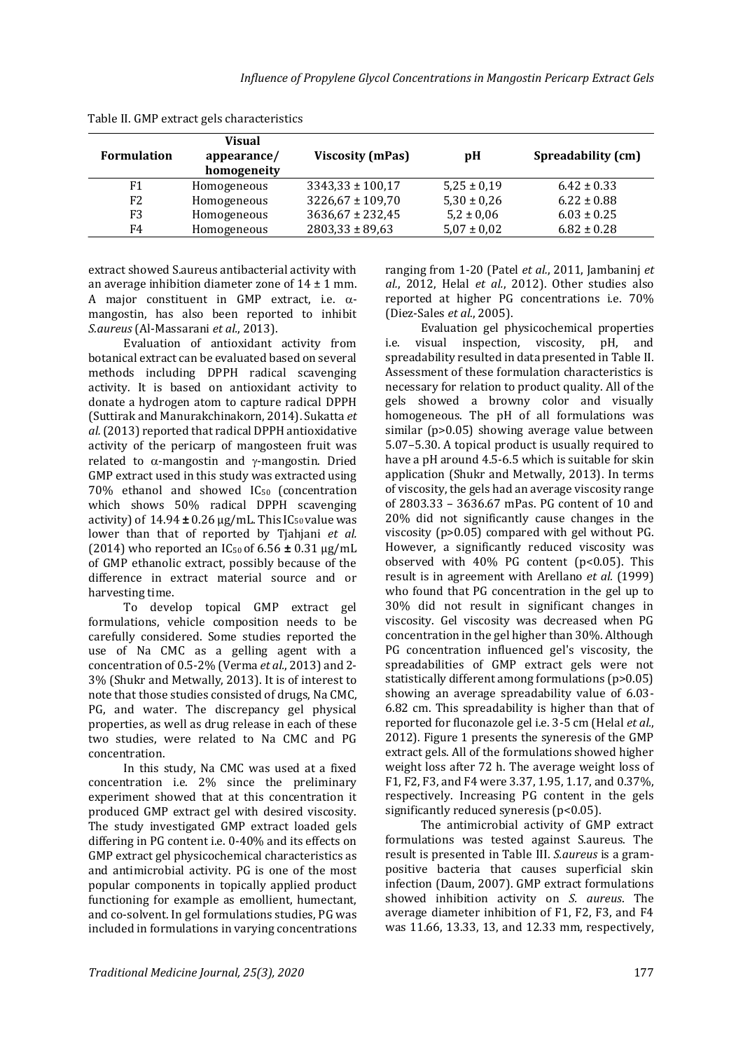Table II. GMP extract gels characteristics

| Formulation | Visual appearance/ homogeneity | Viscosity (mPas) | pH | Spreadability (cm) |
|---|---|---|---|---|
| F1 | Homogeneous | 3343,33 ± 100,17 | 5,25 ± 0,19 | 6.42 ± 0.33 |
| F2 | Homogeneous | 3226,67 ± 109,70 | 5,30 ± 0,26 | 6.22 ± 0.88 |
| F3 | Homogeneous | 3636,67 ± 232,45 | 5,2 ± 0,06 | 6.03 ± 0.25 |
| F4 | Homogeneous | 2803,33 ± 89,63 | 5,07 ± 0,02 | 6.82 ± 0.28 |

extract showed S.aureus antibacterial activity with an average inhibition diameter zone of 14 ± 1 mm. A major constituent in GMP extract, i.e. α-mangostin, has also been reported to inhibit *S.aureus* (Al-Massarani *et al*., 2013).

Evaluation of antioxidant activity from botanical extract can be evaluated based on several methods including DPPH radical scavenging activity. It is based on antioxidant activity to donate a hydrogen atom to capture radical DPPH (Suttirak and Manurakchinakorn, 2014). Sukatta *et al.* (2013) reported that radical DPPH antioxidative activity of the pericarp of mangosteen fruit was related to α-mangostin and γ-mangostin. Dried GMP extract used in this study was extracted using 70% ethanol and showed $IC_{50}$ (concentration which shows 50% radical DPPH scavenging activity) of 14.94 ± 0.26 µg/mL. This $IC_{50}$ value was lower than that of reported by Tjahjani *et al.* (2014) who reported an $IC_{50}$ of 6.56 ± 0.31 µg/mL of GMP ethanolic extract, possibly because of the difference in extract material source and or harvesting time.

To develop topical GMP extract gel formulations, vehicle composition needs to be carefully considered. Some studies reported the use of Na CMC as a gelling agent with a concentration of 0.5-2% (Verma *et al*., 2013) and 2-3% (Shukr and Metwally, 2013). It is of interest to note that those studies consisted of drugs, Na CMC, PG, and water. The discrepancy gel physical properties, as well as drug release in each of these two studies, were related to Na CMC and PG concentration.

In this study, Na CMC was used at a fixed concentration i.e. 2% since the preliminary experiment showed that at this concentration it produced GMP extract gel with desired viscosity. The study investigated GMP extract loaded gels differing in PG content i.e. 0-40% and its effects on GMP extract gel physicochemical characteristics as and antimicrobial activity. PG is one of the most popular components in topically applied product functioning for example as emollient, humectant, and co-solvent. In gel formulations studies, PG was included in formulations in varying concentrations ranging from 1-20 (Patel *et al*., 2011, Jambaninj *et al*., 2012, Helal *et al*., 2012). Other studies also reported at higher PG concentrations i.e. 70% (Diez-Sales *et al*., 2005).

Evaluation gel physicochemical properties i.e. visual inspection, viscosity, pH, and spreadability resulted in data presented in Table II. Assessment of these formulation characteristics is necessary for relation to product quality. All of the gels showed a browny color and visually homogeneous. The pH of all formulations was similar ($p>0.05$) showing average value between 5.07–5.30. A topical product is usually required to have a pH around 4.5-6.5 which is suitable for skin application (Shukr and Metwally, 2013). In terms of viscosity, the gels had an average viscosity range of 2803.33 – 3636.67 mPas. PG content of 10 and 20% did not significantly cause changes in the viscosity ($p>0.05$) compared with gel without PG. However, a significantly reduced viscosity was observed with 40% PG content ($p<0.05$). This result is in agreement with Arellano *et al.* (1999) who found that PG concentration in the gel up to 30% did not result in significant changes in viscosity. Gel viscosity was decreased when PG concentration in the gel higher than 30%. Although PG concentration influenced gel's viscosity, the spreadabilities of GMP extract gels were not statistically different among formulations ($p>0.05$) showing an average spreadability value of 6.03-6.82 cm. This spreadability is higher than that of reported for fluconazole gel i.e. 3-5 cm (Helal *et al*., 2012). Figure 1 presents the syneresis of the GMP extract gels. All of the formulations showed higher weight loss after 72 h. The average weight loss of F1, F2, F3, and F4 were 3.37, 1.95, 1.17, and 0.37%, respectively. Increasing PG content in the gels significantly reduced syneresis ($p<0.05$).

The antimicrobial activity of GMP extract formulations was tested against S.aureus. The result is presented in Table III. *S.aureus* is a gram-positive bacteria that causes superficial skin infection (Daum, 2007). GMP extract formulations showed inhibition activity on *S. aureus*. The average diameter inhibition of F1, F2, F3, and F4 was 11.66, 13.33, 13, and 12.33 mm, respectively,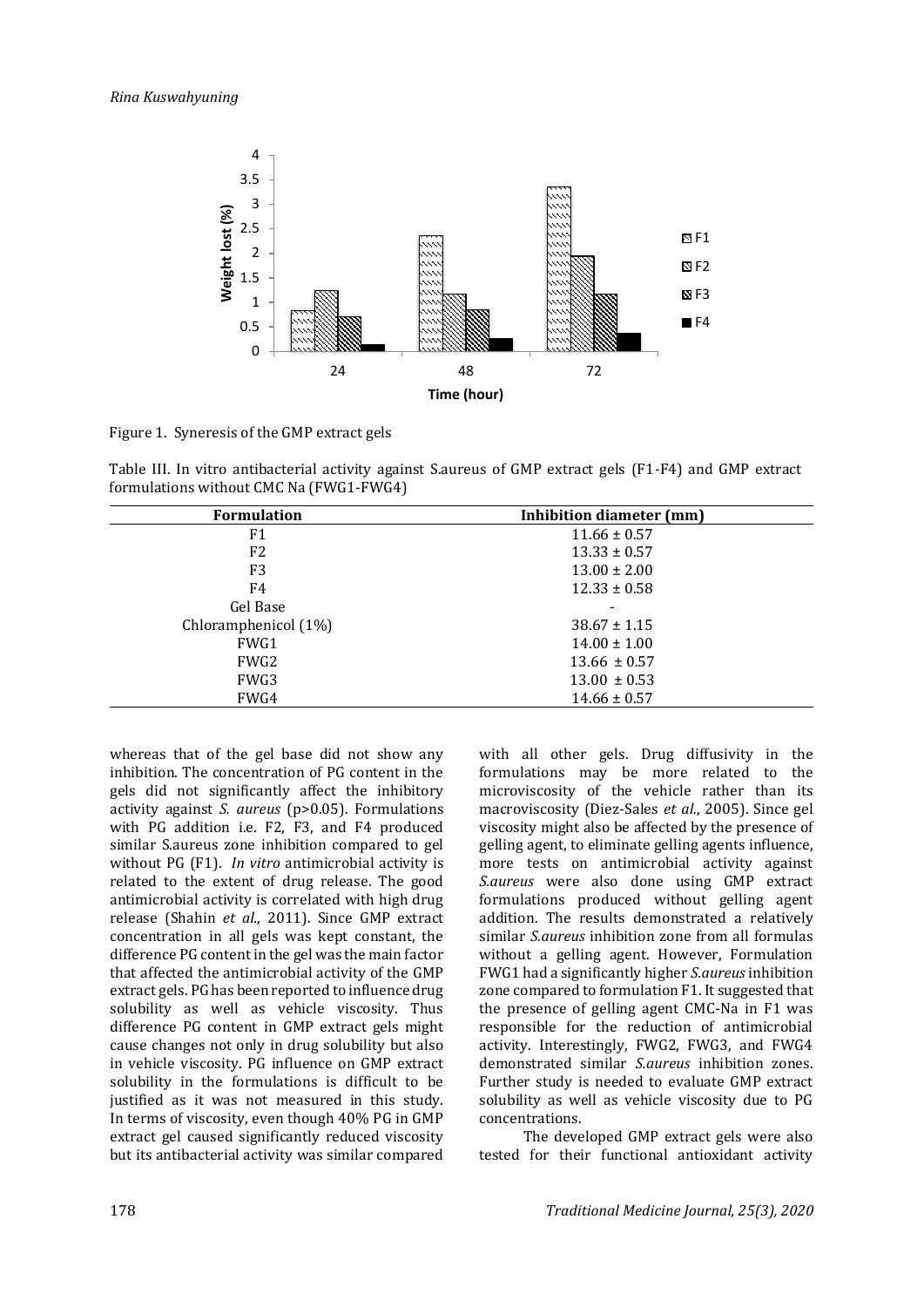Figure 1. Syneresis of the GMP extract gels

Table III. In vitro antibacterial activity against S.aureus of GMP extract gels (F1-F4) and GMP extract formulations without CMC Na (FWG1-FWG4)

| Formulation | Inhibition diameter (mm) |
|---|---|
| F1 | 11.66 ± 0.57 |
| F2 | 13.33 ± 0.57 |
| F3 | 13.00 ± 2.00 |
| F4 | 12.33 ± 0.58 |
| Gel Base | - |
| Chloramphenicol (1%) | 38.67 ± 1.15 |
| FWG1 | 14.00 ± 1.00 |
| FWG2 | 13.66 ± 0.57 |
| FWG3 | 13.00 ± 0.53 |
| FWG4 | 14.66 ± 0.57 |

whereas that of the gel base did not show any inhibition. The concentration of PG content in the gels did not significantly affect the inhibitory activity against *S. aureus* ($p>0.05$). Formulations with PG addition i.e. F2, F3, and F4 produced similar S.aureus zone inhibition compared to gel without PG (F1). *In vitro* antimicrobial activity is related to the extent of drug release. The good antimicrobial activity is correlated with high drug release (Shahin *et al.*, 2011). Since GMP extract concentration in all gels was kept constant, the difference PG content in the gel was the main factor that affected the antimicrobial activity of the GMP extract gels. PG has been reported to influence drug solubility as well as vehicle viscosity. Thus difference PG content in GMP extract gels might cause changes not only in drug solubility but also in vehicle viscosity. PG influence on GMP extract solubility in the formulations is difficult to be justified as it was not measured in this study. In terms of viscosity, even though 40% PG in GMP extract gel caused significantly reduced viscosity but its antibacterial activity was similar compared with all other gels. Drug diffusivity in the formulations may be more related to the microviscosity of the vehicle rather than its macroviscosity (Diez-Sales *et al.*, 2005). Since gel viscosity might also be affected by the presence of gelling agent, to eliminate gelling agents influence, more tests on antimicrobial activity against *S.aureus* were also done using GMP extract formulations produced without gelling agent addition. The results demonstrated a relatively similar *S.aureus* inhibition zone from all formulas without a gelling agent. However, Formulation FWG1 had a significantly higher *S.aureus* inhibition zone compared to formulation F1. It suggested that the presence of gelling agent CMC-Na in F1 was responsible for the reduction of antimicrobial activity. Interestingly, FWG2, FWG3, and FWG4 demonstrated similar *S.aureus* inhibition zones. Further study is needed to evaluate GMP extract solubility as well as vehicle viscosity due to PG concentrations.

The developed GMP extract gels were also tested for their functional antioxidant activity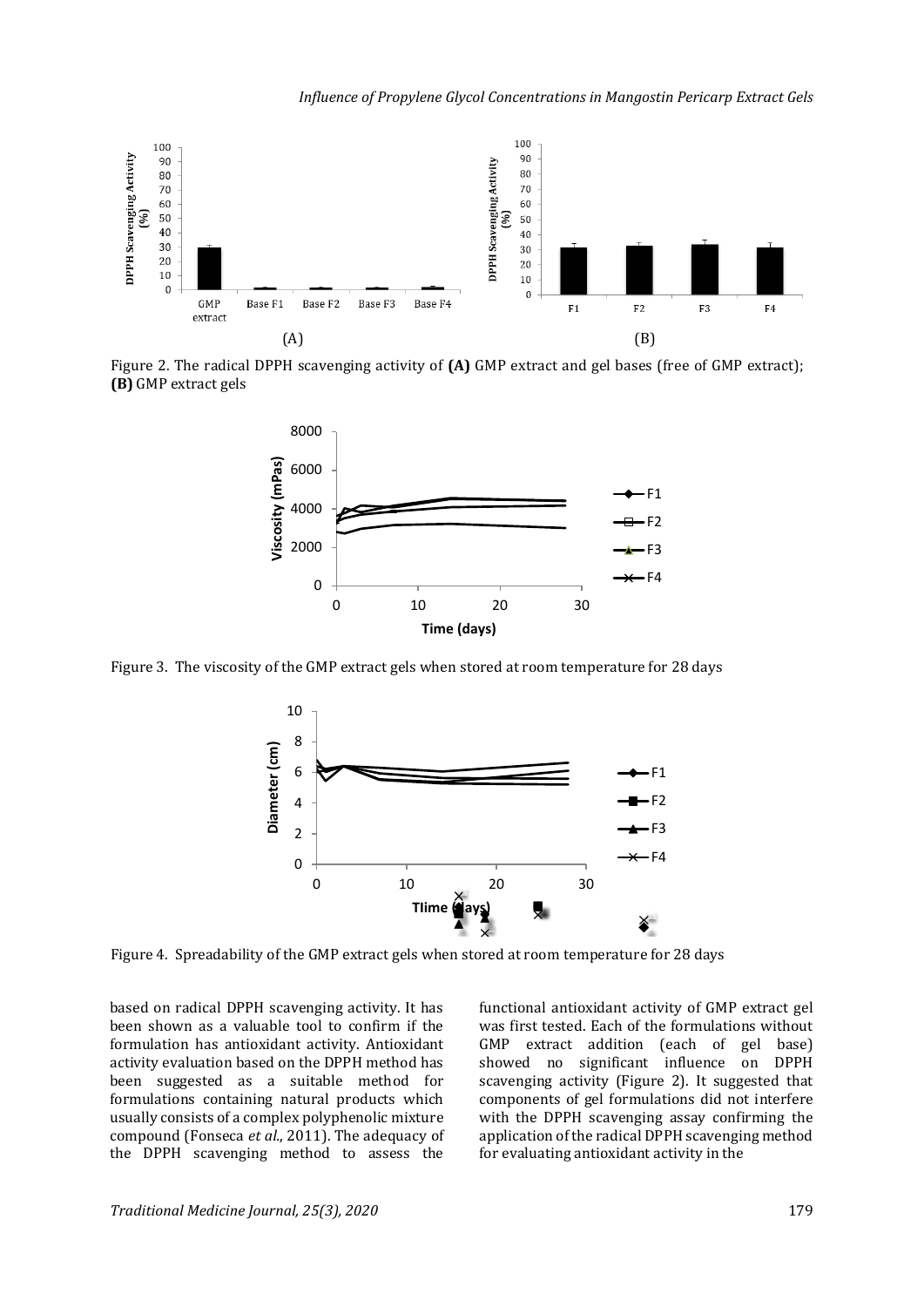Figure 2. The radical DPPH scavenging activity of **(A)** GMP extract and gel bases (free of GMP extract); **(B)** GMP extract gels

Figure 3. The viscosity of the GMP extract gels when stored at room temperature for 28 days

Figure 4. Spreadability of the GMP extract gels when stored at room temperature for 28 days

based on radical DPPH scavenging activity. It has been shown as a valuable tool to confirm if the formulation has antioxidant activity. Antioxidant activity evaluation based on the DPPH method has been suggested as a suitable method for formulations containing natural products which usually consists of a complex polyphenolic mixture compound (Fonseca *et al*., 2011). The adequacy of the DPPH scavenging method to assess the functional antioxidant activity of GMP extract gel was first tested. Each of the formulations without GMP extract addition (each of gel base) showed no significant influence on DPPH scavenging activity (Figure 2). It suggested that components of gel formulations did not interfere with the DPPH scavenging assay confirming the application of the radical DPPH scavenging method for evaluating antioxidant activity in the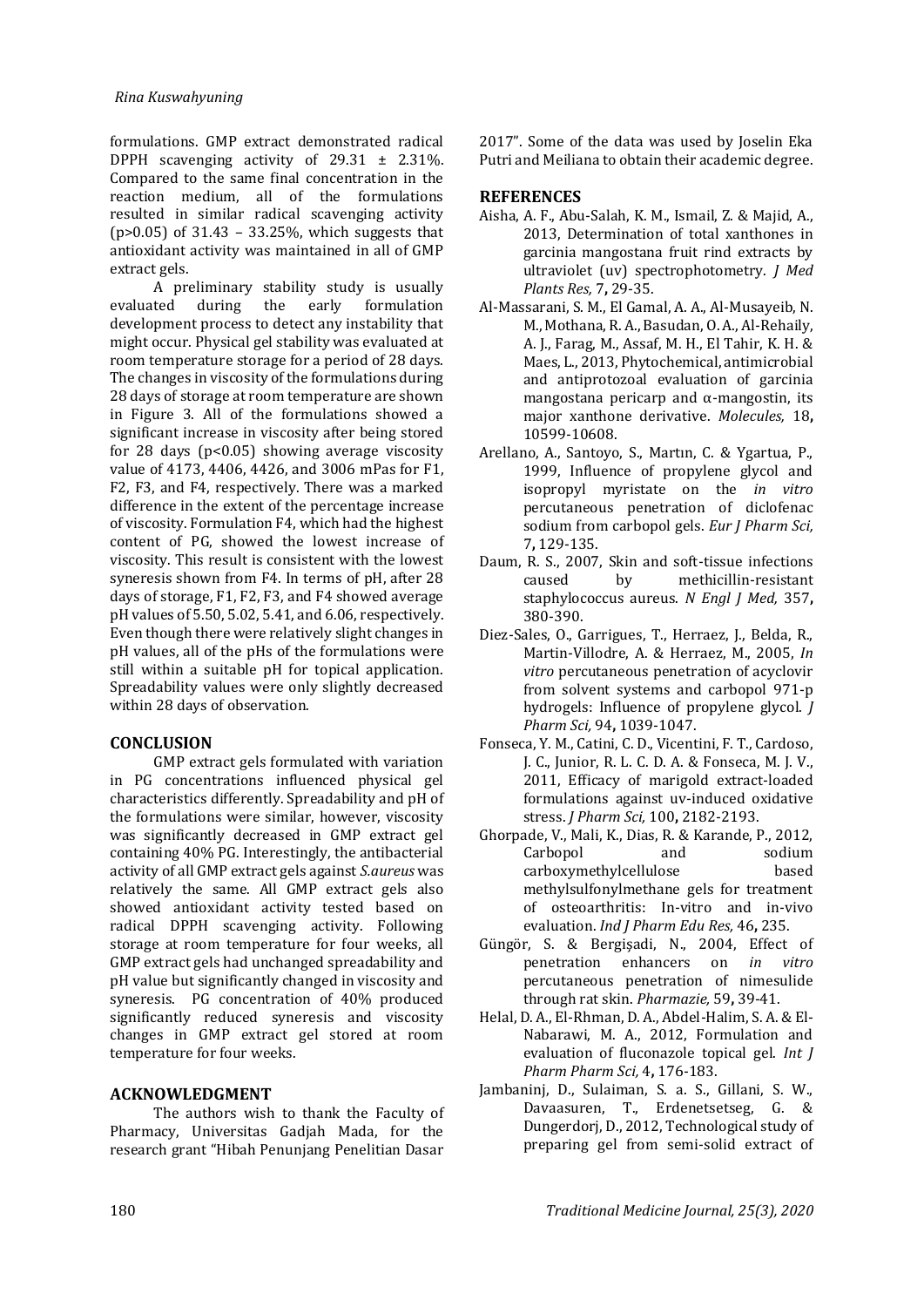formulations. GMP extract demonstrated radical DPPH scavenging activity of 29.31 ± 2.31%. Compared to the same final concentration in the reaction medium, all of the formulations resulted in similar radical scavenging activity ($p>0.05$) of 31.43 – 33.25%, which suggests that antioxidant activity was maintained in all of GMP extract gels.

A preliminary stability study is usually evaluated during the early formulation development process to detect any instability that might occur. Physical gel stability was evaluated at room temperature storage for a period of 28 days. The changes in viscosity of the formulations during 28 days of storage at room temperature are shown in Figure 3. All of the formulations showed a significant increase in viscosity after being stored for 28 days ($p<0.05$) showing average viscosity value of 4173, 4406, 4426, and 3006 mPas for F1, F2, F3, and F4, respectively. There was a marked difference in the extent of the percentage increase of viscosity. Formulation F4, which had the highest content of PG, showed the lowest increase of viscosity. This result is consistent with the lowest syneresis shown from F4. In terms of pH, after 28 days of storage, F1, F2, F3, and F4 showed average pH values of 5.50, 5.02, 5.41, and 6.06, respectively. Even though there were relatively slight changes in pH values, all of the pHs of the formulations were still within a suitable pH for topical application. Spreadability values were only slightly decreased within 28 days of observation.

## CONCLUSION

GMP extract gels formulated with variation in PG concentrations influenced physical gel characteristics differently. Spreadability and pH of the formulations were similar, however, viscosity was significantly decreased in GMP extract gel containing 40% PG. Interestingly, the antibacterial activity of all GMP extract gels against *S.aureus* was relatively the same. All GMP extract gels also showed antioxidant activity tested based on radical DPPH scavenging activity. Following storage at room temperature for four weeks, all GMP extract gels had unchanged spreadability and pH value but significantly changed in viscosity and syneresis. PG concentration of 40% produced significantly reduced syneresis and viscosity changes in GMP extract gel stored at room temperature for four weeks.

## ACKNOWLEDGMENT

The authors wish to thank the Faculty of Pharmacy, Universitas Gadjah Mada, for the research grant "Hibah Penunjang Penelitian Dasar 2017". Some of the data was used by Joselin Eka Putri and Meiliana to obtain their academic degree.

## REFERENCES

Aisha, A. F., Abu-Salah, K. M., Ismail, Z. & Majid, A., 2013, Determination of total xanthones in garcinia mangostana fruit rind extracts by ultraviolet (uv) spectrophotometry. *J Med Plants Res,* 7**,** 29-35.

Al-Massarani, S. M., El Gamal, A. A., Al-Musayeib, N. M., Mothana, R. A., Basudan, O. A., Al-Rehaily, A. J., Farag, M., Assaf, M. H., El Tahir, K. H. & Maes, L., 2013, Phytochemical, antimicrobial and antiprotozoal evaluation of garcinia mangostana pericarp and α-mangostin, its major xanthone derivative. *Molecules,* 18**,** 10599-10608.

Arellano, A., Santoyo, S., Martın, C. & Ygartua, P., 1999, Influence of propylene glycol and isopropyl myristate on the *in vitro* percutaneous penetration of diclofenac sodium from carbopol gels. *Eur J Pharm Sci,* 7**,** 129-135.

Daum, R. S., 2007, Skin and soft-tissue infections caused by methicillin-resistant staphylococcus aureus. *N Engl J Med,* 357**,** 380-390.

Diez-Sales, O., Garrigues, T., Herraez, J., Belda, R., Martin-Villodre, A. & Herraez, M., 2005, *In vitro* percutaneous penetration of acyclovir from solvent systems and carbopol 971-p hydrogels: Influence of propylene glycol. *J Pharm Sci,* 94**,** 1039-1047.

Fonseca, Y. M., Catini, C. D., Vicentini, F. T., Cardoso, J. C., Junior, R. L. C. D. A. & Fonseca, M. J. V., 2011, Efficacy of marigold extract-loaded formulations against uv-induced oxidative stress. *J Pharm Sci,* 100**,** 2182-2193.

Ghorpade, V., Mali, K., Dias, R. & Karande, P., 2012, Carbopol and sodium carboxymethylcellulose based methylsulfonylmethane gels for treatment of osteoarthritis: In-vitro and in-vivo evaluation. *Ind J Pharm Edu Res,* 46**,** 235.

Güngör, S. & Bergişadi, N., 2004, Effect of penetration enhancers on *in vitro* percutaneous penetration of nimesulide through rat skin. *Pharmazie,* 59**,** 39-41.

Helal, D. A., El-Rhman, D. A., Abdel-Halim, S. A. & El-Nabarawi, M. A., 2012, Formulation and evaluation of fluconazole topical gel. *Int J Pharm Pharm Sci,* 4**,** 176-183.

Jambaninj, D., Sulaiman, S. a. S., Gillani, S. W., Davaasuren, T., Erdenetsetseg, G. & Dungerdorj, D., 2012, Technological study of preparing gel from semi-solid extract of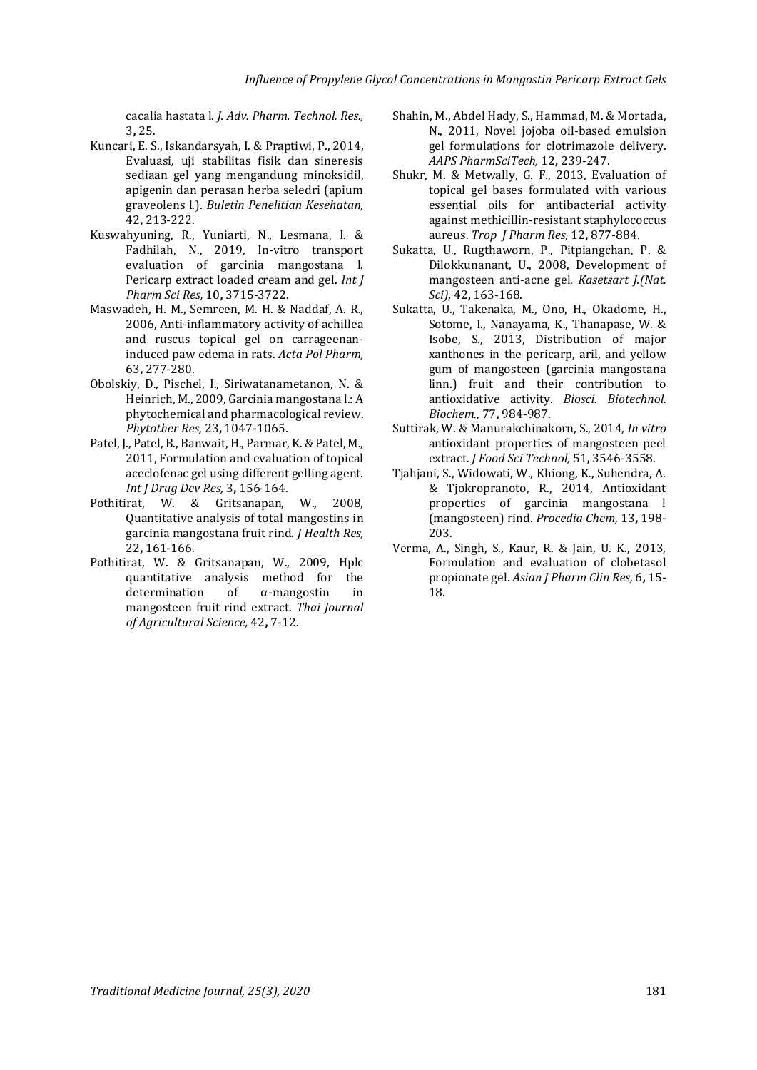cacalia hastata l. *J. Adv. Pharm. Technol. Res.,* 3**,** 25.

Kuncari, E. S., Iskandarsyah, I. & Praptiwi, P., 2014, Evaluasi, uji stabilitas fisik dan sineresis sediaan gel yang mengandung minoksidil, apigenin dan perasan herba seledri (apium graveolens l.). *Buletin Penelitian Kesehatan,* 42**,** 213-222.

Kuswahyuning, R., Yuniarti, N., Lesmana, I. & Fadhilah, N., 2019, In-vitro transport evaluation of garcinia mangostana l. Pericarp extract loaded cream and gel. *Int J Pharm Sci Res,* 10**,** 3715-3722.

Maswadeh, H. M., Semreen, M. H. & Naddaf, A. R., 2006, Anti-inflammatory activity of achillea and ruscus topical gel on carrageenan-induced paw edema in rats. *Acta Pol Pharm,* 63**,** 277-280.

Obolskiy, D., Pischel, I., Siriwatanametanon, N. & Heinrich, M., 2009, Garcinia mangostana l.: A phytochemical and pharmacological review. *Phytother Res,* 23**,** 1047-1065.

Patel, J., Patel, B., Banwait, H., Parmar, K. & Patel, M., 2011, Formulation and evaluation of topical aceclofenac gel using different gelling agent. *Int J Drug Dev Res,* 3**,** 156-164.

Pothitirat, W. & Gritsanapan, W., 2008, Quantitative analysis of total mangostins in garcinia mangostana fruit rind. *J Health Res,* 22**,** 161-166.

Pothitirat, W. & Gritsanapan, W., 2009, Hplc quantitative analysis method for the determination of α-mangostin in mangosteen fruit rind extract. *Thai Journal of Agricultural Science,* 42**,** 7-12.

Shahin, M., Abdel Hady, S., Hammad, M. & Mortada, N., 2011, Novel jojoba oil-based emulsion gel formulations for clotrimazole delivery. *AAPS PharmSciTech,* 12**,** 239-247.

Shukr, M. & Metwally, G. F., 2013, Evaluation of topical gel bases formulated with various essential oils for antibacterial activity against methicillin-resistant staphylococcus aureus. *Trop J Pharm Res,* 12**,** 877-884.

Sukatta, U., Rugthaworn, P., Pitpiangchan, P. & Dilokkunanant, U., 2008, Development of mangosteen anti-acne gel. *Kasetsart J.(Nat. Sci),* 42**,** 163-168.

Sukatta, U., Takenaka, M., Ono, H., Okadome, H., Sotome, I., Nanayama, K., Thanapase, W. & Isobe, S., 2013, Distribution of major xanthones in the pericarp, aril, and yellow gum of mangosteen (garcinia mangostana linn.) fruit and their contribution to antioxidative activity. *Biosci. Biotechnol. Biochem.,* 77**,** 984-987.

Suttirak, W. & Manurakchinakorn, S., 2014, *In vitro* antioxidant properties of mangosteen peel extract. *J Food Sci Technol,* 51**,** 3546-3558.

Tjahjani, S., Widowati, W., Khiong, K., Suhendra, A. & Tjokropranoto, R., 2014, Antioxidant properties of garcinia mangostana l (mangosteen) rind. *Procedia Chem,* 13**,** 198-203.

Verma, A., Singh, S., Kaur, R. & Jain, U. K., 2013, Formulation and evaluation of clobetasol propionate gel. *Asian J Pharm Clin Res,* 6**,** 15-18.